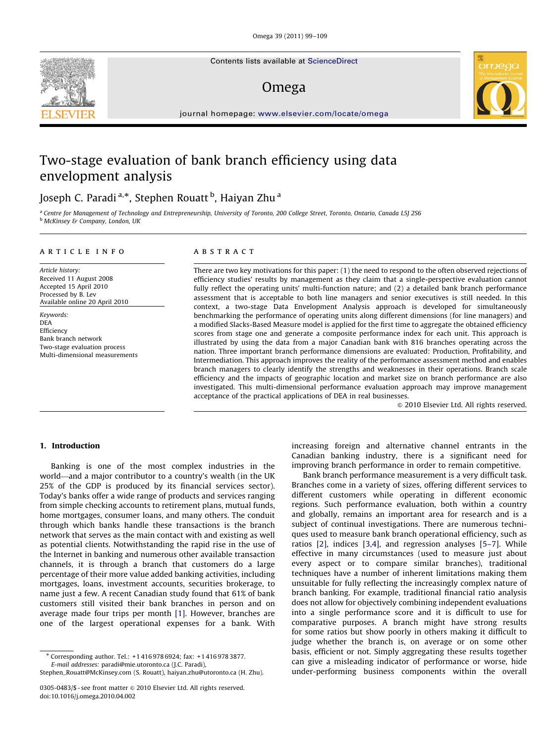# Two-stage evaluation of bank branch efficiency using data envelopment analysis

Joseph C. Paradi [a,*], Stephen Rouatt [b], Haiyan Zhu [a]

[a] Centre for Management of Technology and Entrepreneurship, University of Toronto, 200 College Street, Toronto, Ontario, Canada L5J 2S6
[b] McKinsey & Company, London, UK

## ARTICLE INFO

*Article history:*
Received 11 August 2008
Accepted 15 April 2010
Processed by B. Lev
Available online 20 April 2010

*Keywords:*
DEA
Efficiency
Bank branch network
Two-stage evaluation process
Multi-dimensional measurements

## ABSTRACT

There are two key motivations for this paper: (1) the need to respond to the often observed rejections of efficiency studies' results by management as they claim that a single-perspective evaluation cannot fully reflect the operating units' multi-function nature; and (2) a detailed bank branch performance assessment that is acceptable to both line managers and senior executives is still needed. In this context, a two-stage Data Envelopment Analysis approach is developed for simultaneously benchmarking the performance of operating units along different dimensions (for line managers) and a modified Slacks-Based Measure model is applied for the first time to aggregate the obtained efficiency scores from stage one and generate a composite performance index for each unit. This approach is illustrated by using the data from a major Canadian bank with 816 branches operating across the nation. Three important branch performance dimensions are evaluated: Production, Profitability, and Intermediation. This approach improves the reality of the performance assessment method and enables branch managers to clearly identify the strengths and weaknesses in their operations. Branch scale efficiency and the impacts of geographic location and market size on branch performance are also investigated. This multi-dimensional performance evaluation approach may improve management acceptance of the practical applications of DEA in real businesses.

© 2010 Elsevier Ltd. All rights reserved.

## 1. Introduction

Banking is one of the most complex industries in the world—and a major contributor to a country's wealth (in the UK 25% of the GDP is produced by its financial services sector). Today's banks offer a wide range of products and services ranging from simple checking accounts to retirement plans, mutual funds, home mortgages, consumer loans, and many others. The conduit through which banks handle these transactions is the branch network that serves as the main contact with and existing as well as potential clients. Notwithstanding the rapid rise in the use of the Internet in banking and numerous other available transaction channels, it is through a branch that customers do a large percentage of their more value added banking activities, including mortgages, loans, investment accounts, securities brokerage, to name just a few. A recent Canadian study found that 61% of bank customers still visited their bank branches in person and on average made four trips per month [1]. However, branches are one of the largest operational expenses for a bank. With increasing foreign and alternative channel entrants in the Canadian banking industry, there is a significant need for improving branch performance in order to remain competitive.

Bank branch performance measurement is a very difficult task. Branches come in a variety of sizes, offering different services to different customers while operating in different economic regions. Such performance evaluation, both within a country and globally, remains an important area for research and is a subject of continual investigations. There are numerous techniques used to measure bank branch operational efficiency, such as ratios [2], indices [3,4], and regression analyses [5–7]. While effective in many circumstances (used to measure just about every aspect or to compare similar branches), traditional techniques have a number of inherent limitations making them unsuitable for fully reflecting the increasingly complex nature of branch banking. For example, traditional financial ratio analysis does not allow for objectively combining independent evaluations into a single performance score and it is difficult to use for comparative purposes. A branch might have strong results for some ratios but show poorly in others making it difficult to judge whether the branch is, on average or on some other basis, efficient or not. Simply aggregating these results together can give a misleading indicator of performance or worse, hide under-performing business components within the overall

* Corresponding author. Tel.: +1 416 978 6924; fax: +1 416 978 3877.
*E-mail addresses:* paradi@mie.utoronto.ca (J.C. Paradi), Stephen_Rouatt@McKinsey.com (S. Rouatt), haiyan.zhu@utoronto.ca (H. Zhu).

0305-0483/$ - see front matter © 2010 Elsevier Ltd. All rights reserved.
doi:10.1016/j.omega.2010.04.002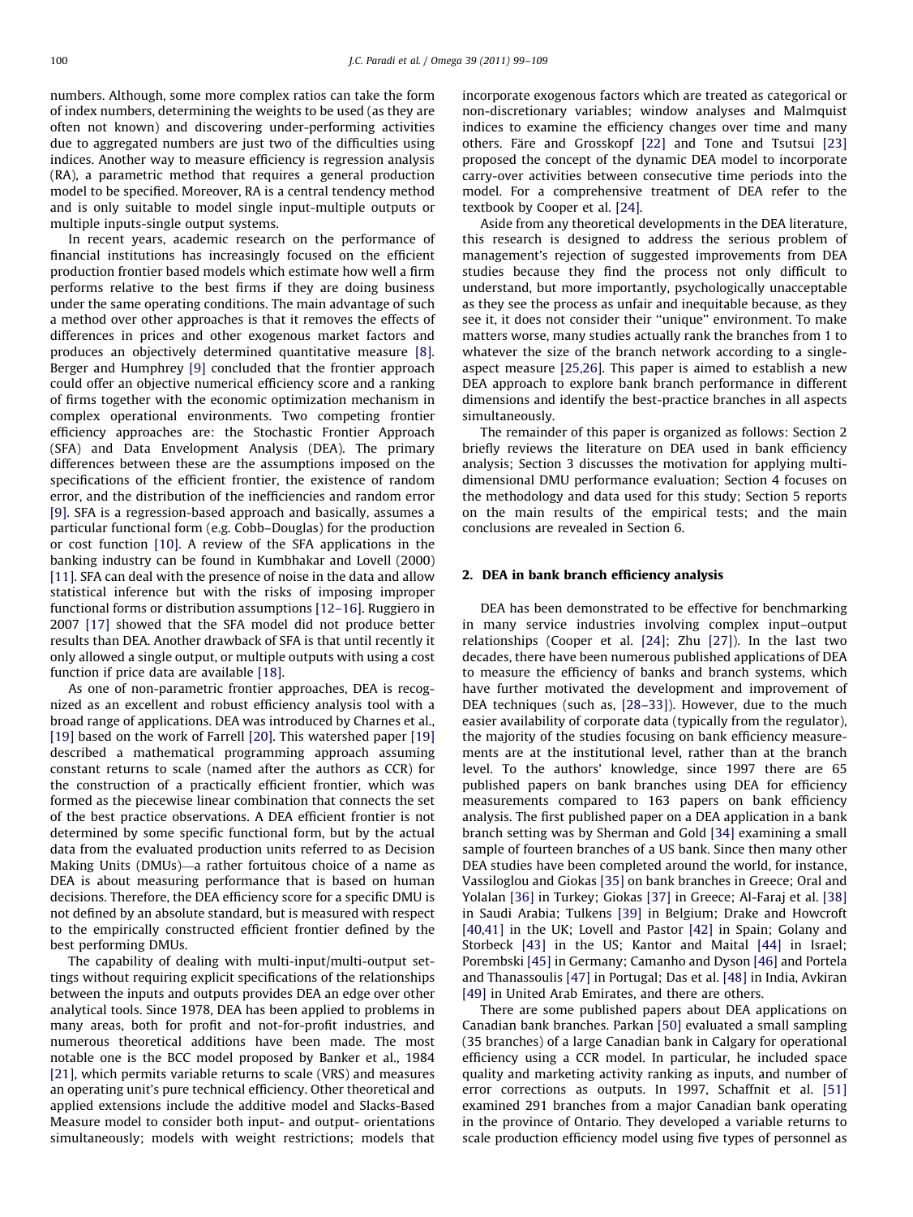numbers. Although, some more complex ratios can take the form of index numbers, determining the weights to be used (as they are often not known) and discovering under-performing activities due to aggregated numbers are just two of the difficulties using indices. Another way to measure efficiency is regression analysis (RA), a parametric method that requires a general production model to be specified. Moreover, RA is a central tendency method and is only suitable to model single input-multiple outputs or multiple inputs-single output systems.

In recent years, academic research on the performance of financial institutions has increasingly focused on the efficient production frontier based models which estimate how well a firm performs relative to the best firms if they are doing business under the same operating conditions. The main advantage of such a method over other approaches is that it removes the effects of differences in prices and other exogenous market factors and produces an objectively determined quantitative measure [8]. Berger and Humphrey [9] concluded that the frontier approach could offer an objective numerical efficiency score and a ranking of firms together with the economic optimization mechanism in complex operational environments. Two competing frontier efficiency approaches are: the Stochastic Frontier Approach (SFA) and Data Envelopment Analysis (DEA). The primary differences between these are the assumptions imposed on the specifications of the efficient frontier, the existence of random error, and the distribution of the inefficiencies and random error [9]. SFA is a regression-based approach and basically, assumes a particular functional form (e.g. Cobb–Douglas) for the production or cost function [10]. A review of the SFA applications in the banking industry can be found in Kumbhakar and Lovell (2000) [11]. SFA can deal with the presence of noise in the data and allow statistical inference but with the risks of imposing improper functional forms or distribution assumptions [12–16]. Ruggiero in 2007 [17] showed that the SFA model did not produce better results than DEA. Another drawback of SFA is that until recently it only allowed a single output, or multiple outputs with using a cost function if price data are available [18].

As one of non-parametric frontier approaches, DEA is recognized as an excellent and robust efficiency analysis tool with a broad range of applications. DEA was introduced by Charnes et al., [19] based on the work of Farrell [20]. This watershed paper [19] described a mathematical programming approach assuming constant returns to scale (named after the authors as CCR) for the construction of a practically efficient frontier, which was formed as the piecewise linear combination that connects the set of the best practice observations. A DEA efficient frontier is not determined by some specific functional form, but by the actual data from the evaluated production units referred to as Decision Making Units (DMUs)—a rather fortuitous choice of a name as DEA is about measuring performance that is based on human decisions. Therefore, the DEA efficiency score for a specific DMU is not defined by an absolute standard, but is measured with respect to the empirically constructed efficient frontier defined by the best performing DMUs.

The capability of dealing with multi-input/multi-output settings without requiring explicit specifications of the relationships between the inputs and outputs provides DEA an edge over other analytical tools. Since 1978, DEA has been applied to problems in many areas, both for profit and not-for-profit industries, and numerous theoretical additions have been made. The most notable one is the BCC model proposed by Banker et al., 1984 [21], which permits variable returns to scale (VRS) and measures an operating unit's pure technical efficiency. Other theoretical and applied extensions include the additive model and Slacks-Based Measure model to consider both input- and output- orientations simultaneously; models with weight restrictions; models that incorporate exogenous factors which are treated as categorical or non-discretionary variables; window analyses and Malmquist indices to examine the efficiency changes over time and many others. Färe and Grosskopf [22] and Tone and Tsutsui [23] proposed the concept of the dynamic DEA model to incorporate carry-over activities between consecutive time periods into the model. For a comprehensive treatment of DEA refer to the textbook by Cooper et al. [24].

Aside from any theoretical developments in the DEA literature, this research is designed to address the serious problem of management's rejection of suggested improvements from DEA studies because they find the process not only difficult to understand, but more importantly, psychologically unacceptable as they see the process as unfair and inequitable because, as they see it, it does not consider their "unique" environment. To make matters worse, many studies actually rank the branches from 1 to whatever the size of the branch network according to a single-aspect measure [25,26]. This paper is aimed to establish a new DEA approach to explore bank branch performance in different dimensions and identify the best-practice branches in all aspects simultaneously.

The remainder of this paper is organized as follows: Section 2 briefly reviews the literature on DEA used in bank efficiency analysis; Section 3 discusses the motivation for applying multi-dimensional DMU performance evaluation; Section 4 focuses on the methodology and data used for this study; Section 5 reports on the main results of the empirical tests; and the main conclusions are revealed in Section 6.

## 2. DEA in bank branch efficiency analysis

DEA has been demonstrated to be effective for benchmarking in many service industries involving complex input–output relationships (Cooper et al. [24]; Zhu [27]). In the last two decades, there have been numerous published applications of DEA to measure the efficiency of banks and branch systems, which have further motivated the development and improvement of DEA techniques (such as, [28–33]). However, due to the much easier availability of corporate data (typically from the regulator), the majority of the studies focusing on bank efficiency measurements are at the institutional level, rather than at the branch level. To the authors' knowledge, since 1997 there are 65 published papers on bank branches using DEA for efficiency measurements compared to 163 papers on bank efficiency analysis. The first published paper on a DEA application in a bank branch setting was by Sherman and Gold [34] examining a small sample of fourteen branches of a US bank. Since then many other DEA studies have been completed around the world, for instance, Vassiloglou and Giokas [35] on bank branches in Greece; Oral and Yolalan [36] in Turkey; Giokas [37] in Greece; Al-Faraj et al. [38] in Saudi Arabia; Tulkens [39] in Belgium; Drake and Howcroft [40,41] in the UK; Lovell and Pastor [42] in Spain; Golany and Storbeck [43] in the US; Kantor and Maital [44] in Israel; Porembski [45] in Germany; Camanho and Dyson [46] and Portela and Thanassoulis [47] in Portugal; Das et al. [48] in India, Avkiran [49] in United Arab Emirates, and there are others.

There are some published papers about DEA applications on Canadian bank branches. Parkan [50] evaluated a small sampling (35 branches) of a large Canadian bank in Calgary for operational efficiency using a CCR model. In particular, he included space quality and marketing activity ranking as inputs, and number of error corrections as outputs. In 1997, Schaffnit et al. [51] examined 291 branches from a major Canadian bank operating in the province of Ontario. They developed a variable returns to scale production efficiency model using five types of personnel as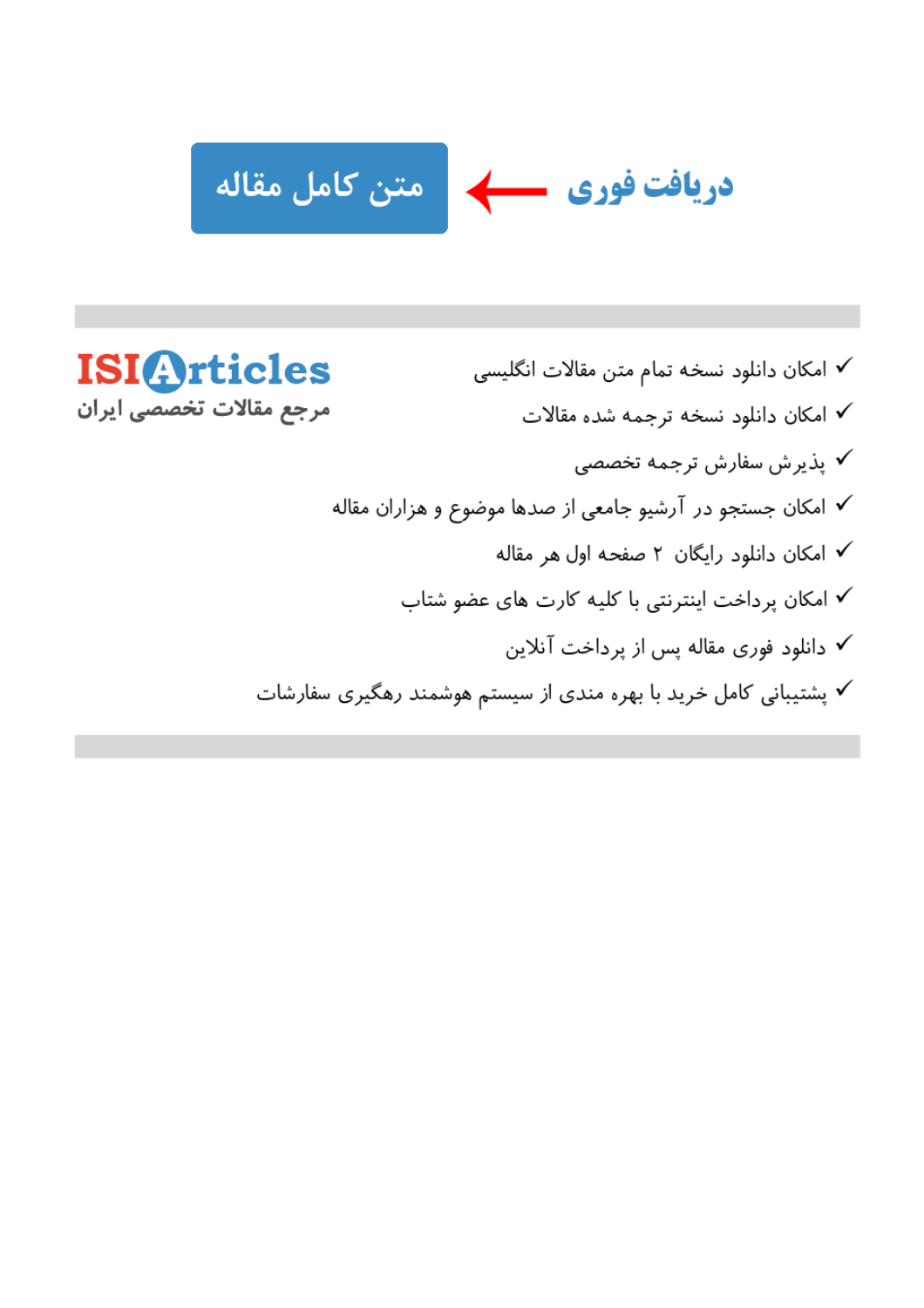دریافت فوری ← متن کامل مقاله

ISIArticles
مرجع مقالات تخصصی ایران

- ✓ امکان دانلود نسخه تمام متن مقالات انگلیسی
- ✓ امکان دانلود نسخه ترجمه شده مقالات
- ✓ پذیرش سفارش ترجمه تخصصی
- ✓ امکان جستجو در آرشیو جامعی از صدها موضوع و هزاران مقاله
- ✓ امکان دانلود رایگان ۲ صفحه اول هر مقاله
- ✓ امکان پرداخت اینترنتی با کلیه کارت های عضو شتاب
- ✓ دانلود فوری مقاله پس از پرداخت آنلاین
- ✓ پشتیبانی کامل خرید با بهره مندی از سیستم هوشمند رهگیری سفارشات